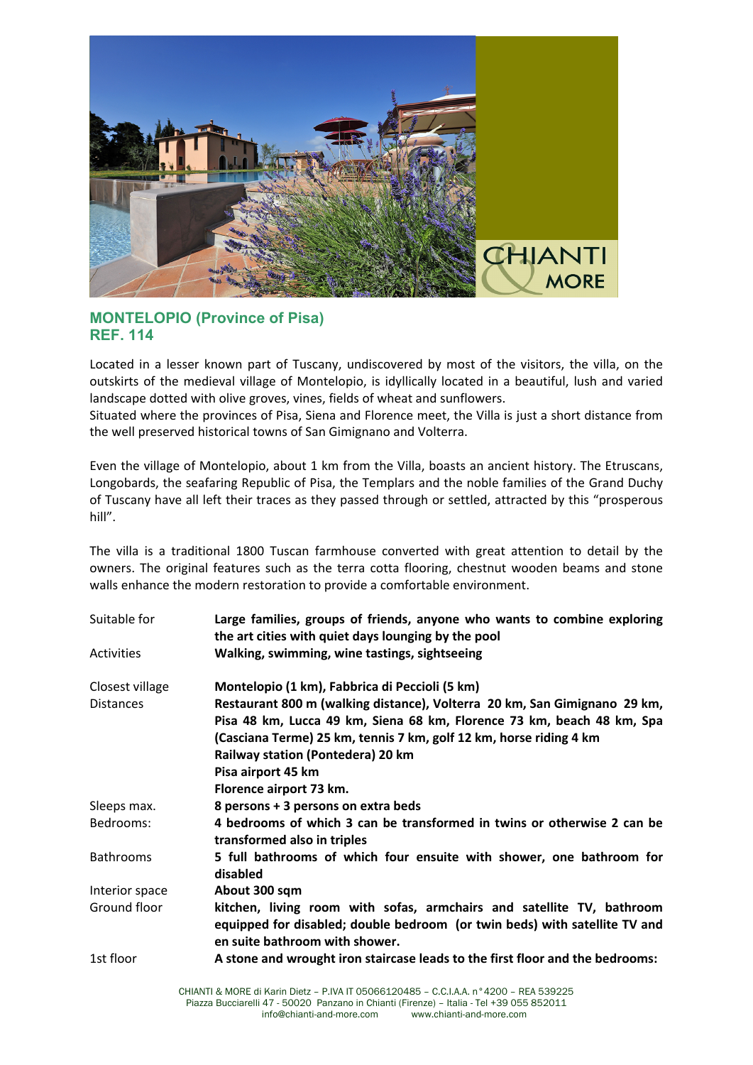## MONTELOPIO (Province of Pisa)
## REF. 114

Located in a lesser known part of Tuscany, undiscovered by most of the visitors, the villa, on the outskirts of the medieval village of Montelopio, is idyllically located in a beautiful, lush and varied landscape dotted with olive groves, vines, fields of wheat and sunflowers.
Situated where the provinces of Pisa, Siena and Florence meet, the Villa is just a short distance from the well preserved historical towns of San Gimignano and Volterra.

Even the village of Montelopio, about 1 km from the Villa, boasts an ancient history. The Etruscans, Longobards, the seafaring Republic of Pisa, the Templars and the noble families of the Grand Duchy of Tuscany have all left their traces as they passed through or settled, attracted by this "prosperous hill".

The villa is a traditional 1800 Tuscan farmhouse converted with great attention to detail by the owners. The original features such as the terra cotta flooring, chestnut wooden beams and stone walls enhance the modern restoration to provide a comfortable environment.

| | |
|---|---|
| Suitable for | **Large families, groups of friends, anyone who wants to combine exploring the art cities with quiet days lounging by the pool** |
| Activities | **Walking, swimming, wine tastings, sightseeing** |
| Closest village | **Montelopio (1 km), Fabbrica di Peccioli (5 km)** |
| Distances | **Restaurant 800 m (walking distance), Volterra 20 km, San Gimignano 29 km, Pisa 48 km, Lucca 49 km, Siena 68 km, Florence 73 km, beach 48 km, Spa (Casciana Terme) 25 km, tennis 7 km, golf 12 km, horse riding 4 km<br>Railway station (Pontedera) 20 km<br>Pisa airport 45 km<br>Florence airport 73 km.** |
| Sleeps max. | **8 persons + 3 persons on extra beds** |
| Bedrooms: | **4 bedrooms of which 3 can be transformed in twins or otherwise 2 can be transformed also in triples** |
| Bathrooms | **5 full bathrooms of which four ensuite with shower, one bathroom for disabled** |
| Interior space | **About 300 sqm** |
| Ground floor | **kitchen, living room with sofas, armchairs and satellite TV, bathroom equipped for disabled; double bedroom (or twin beds) with satellite TV and en suite bathroom with shower.** |
| 1st floor | **A stone and wrought iron staircase leads to the first floor and the bedrooms:** |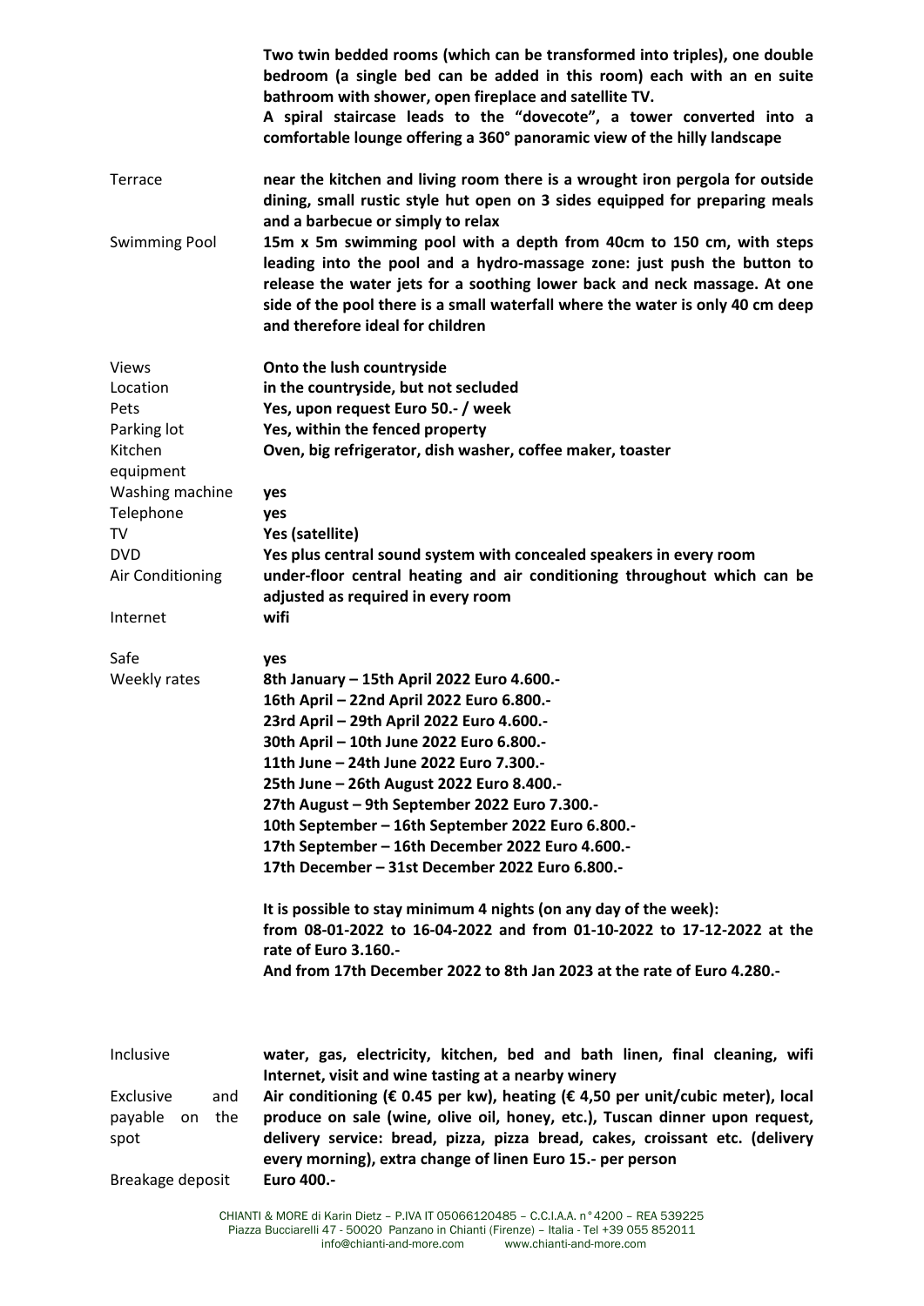| | |
|---|---|
| | **Two twin bedded rooms (which can be transformed into triples), one double bedroom (a single bed can be added in this room) each with an en suite bathroom with shower, open fireplace and satellite TV.**<br>**A spiral staircase leads to the "dovecote", a tower converted into a comfortable lounge offering a 360° panoramic view of the hilly landscape** |
| Terrace | **near the kitchen and living room there is a wrought iron pergola for outside dining, small rustic style hut open on 3 sides equipped for preparing meals and a barbecue or simply to relax** |
| Swimming Pool | **15m x 5m swimming pool with a depth from 40cm to 150 cm, with steps leading into the pool and a hydro-massage zone: just push the button to release the water jets for a soothing lower back and neck massage. At one side of the pool there is a small waterfall where the water is only 40 cm deep and therefore ideal for children** |
| Views | **Onto the lush countryside** |
| Location | **in the countryside, but not secluded** |
| Pets | **Yes, upon request Euro 50.- / week** |
| Parking lot | **Yes, within the fenced property** |
| Kitchen equipment | **Oven, big refrigerator, dish washer, coffee maker, toaster** |
| Washing machine | **yes** |
| Telephone | **yes** |
| TV | **Yes (satellite)** |
| DVD | **Yes plus central sound system with concealed speakers in every room** |
| Air Conditioning | **under-floor central heating and air conditioning throughout which can be adjusted as required in every room** |
| Internet | **wifi** |
| Safe | **yes** |
| Weekly rates | **8th January – 15th April 2022 Euro 4.600.-**<br>**16th April – 22nd April 2022 Euro 6.800.-**<br>**23rd April – 29th April 2022 Euro 4.600.-**<br>**30th April – 10th June 2022 Euro 6.800.-**<br>**11th June – 24th June 2022 Euro 7.300.-**<br>**25th June – 26th August 2022 Euro 8.400.-**<br>**27th August – 9th September 2022 Euro 7.300.-**<br>**10th September – 16th September 2022 Euro 6.800.-**<br>**17th September – 16th December 2022 Euro 4.600.-**<br>**17th December – 31st December 2022 Euro 6.800.-**<br><br>**It is possible to stay minimum 4 nights (on any day of the week): from 08-01-2022 to 16-04-2022 and from 01-10-2022 to 17-12-2022 at the rate of Euro 3.160.-**<br>**And from 17th December 2022 to 8th Jan 2023 at the rate of Euro 4.280.-** |
| Inclusive | **water, gas, electricity, kitchen, bed and bath linen, final cleaning, wifi Internet, visit and wine tasting at a nearby winery** |
| Exclusive and payable on the spot | **Air conditioning (€ 0.45 per kw), heating (€ 4,50 per unit/cubic meter), local produce on sale (wine, olive oil, honey, etc.), Tuscan dinner upon request, delivery service: bread, pizza, pizza bread, cakes, croissant etc. (delivery every morning), extra change of linen Euro 15.- per person** |
| Breakage deposit | **Euro 400.-** |

CHIANTI & MORE di Karin Dietz – P.IVA IT 05066120485 – C.C.I.A.A. n°4200 – REA 539225
Piazza Bucciarelli 47 - 50020 Panzano in Chianti (Firenze) – Italia - Tel +39 055 852011
info@chianti-and-more.com www.chianti-and-more.com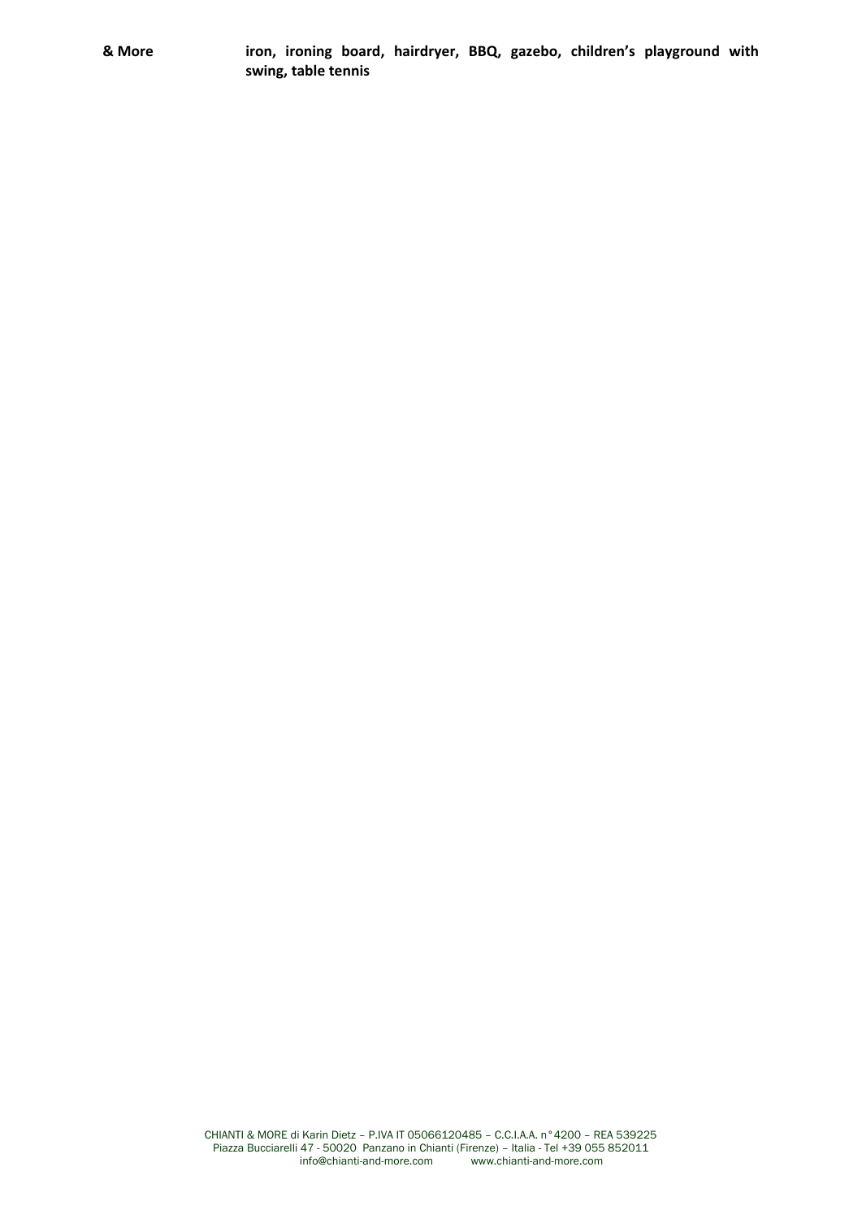| | |
|---|---|
| **& More** | **iron, ironing board, hairdryer, BBQ, gazebo, children's playground with swing, table tennis** |